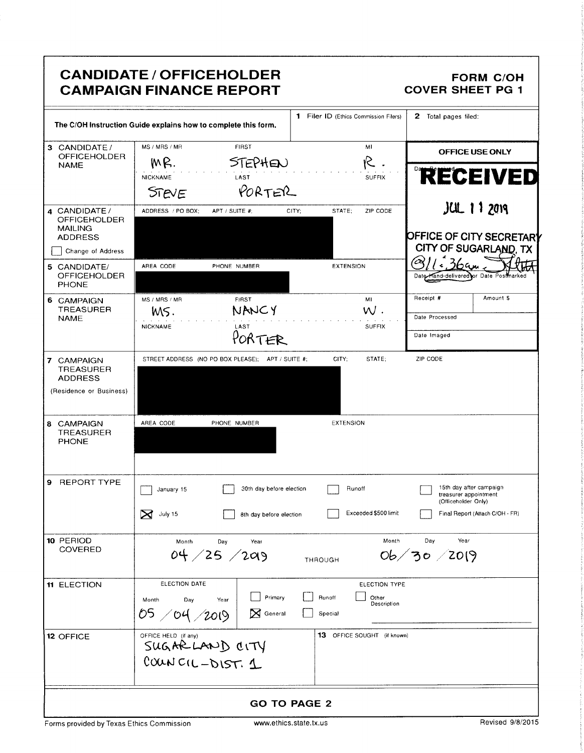# CANDIDATE / OFFICEHOLDER CAMPAIGN FINANCE REPORT

**FORM C/OH**
**COVER SHEET PG 1**

The C/OH Instruction Guide explains how to complete this form.

**1** Filer ID (Ethics Commission Filers)

**2** Total pages filed:

**OFFICE USE ONLY**

Date Received: **RECEIVED** JUL 11 2019 OFFICE OF CITY SECRETARY CITY OF SUGARLAND, TX

@11:36am

Date Hand-delivered or Date Postmarked

Receipt # | Amount $

Date Processed

Date Imaged

**3 CANDIDATE / OFFICEHOLDER NAME**

| MS / MRS / MR | FIRST | MI |
|---|---|---|
| MR. | STEPHEN | R. |
| **NICKNAME** | **LAST** | **SUFFIX** |
| STEVE | PORTER | |

**4 CANDIDATE / OFFICEHOLDER MAILING ADDRESS**

☐ Change of Address

ADDRESS / PO BOX; APT / SUITE #; CITY; STATE; ZIP CODE

[REDACTED]

**5 CANDIDATE/ OFFICEHOLDER PHONE**

AREA CODE PHONE NUMBER EXTENSION

[REDACTED]

**6 CAMPAIGN TREASURER NAME**

| MS / MRS / MR | FIRST | MI |
|---|---|---|
| MS. | NANCY | W. |
| **NICKNAME** | **LAST** | **SUFFIX** |
| | PORTER | |

**7 CAMPAIGN TREASURER ADDRESS** (Residence or Business)

STREET ADDRESS (NO PO BOX PLEASE); APT / SUITE #; CITY; STATE; ZIP CODE

[REDACTED]

**8 CAMPAIGN TREASURER PHONE**

AREA CODE PHONE NUMBER EXTENSION

[REDACTED]

**9 REPORT TYPE**

- ☐ January 15
- ☒ July 15
- ☐ 30th day before election
- ☐ 8th day before election
- ☐ Runoff
- ☐ Exceeded $500 limit
- ☐ 15th day after campaign treasurer appointment (Officeholder Only)
- ☐ Final Report (Attach C/OH - FR)

**10 PERIOD COVERED**

Month / Day / Year: 04 / 25 / 299 THROUGH Month / Day / Year: 06 / 30 / 2019

**11 ELECTION**

ELECTION DATE: Month / Day / Year: 05 / 04 / 2019

ELECTION TYPE:
- ☐ Primary
- ☒ General
- ☐ Runoff
- ☐ Special
- ☐ Other Description

**12 OFFICE**

OFFICE HELD (if any): SUGARLAND CITY COUNCIL-DIST. 1

**13** OFFICE SOUGHT (if known):

**GO TO PAGE 2**

Forms provided by Texas Ethics Commission www.ethics.state.tx.us Revised 9/8/2015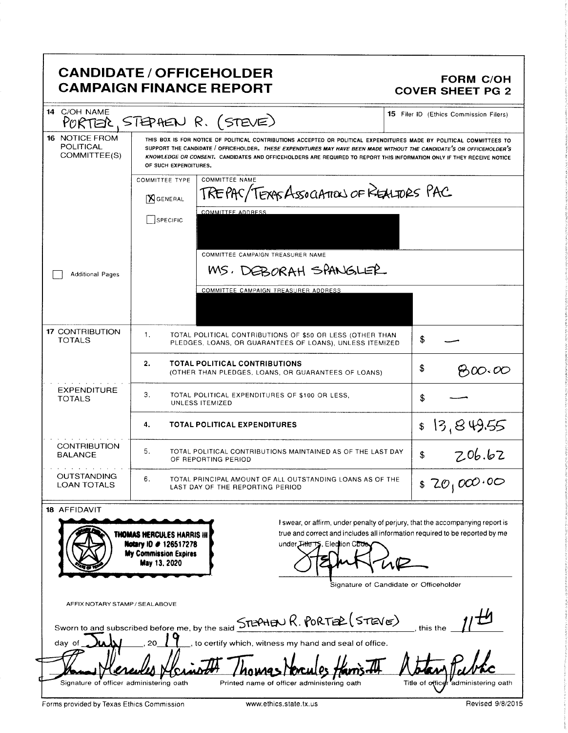# CANDIDATE / OFFICEHOLDER CAMPAIGN FINANCE REPORT

**FORM C/OH COVER SHEET PG 2**

| | | |
|---|---|---|
| **14** C/OH NAME | PORTER, STEPHEN R. (STEVE) | **15** Filer ID (Ethics Commission Filers) |

**16** NOTICE FROM POLITICAL COMMITTEE(S)

THIS BOX IS FOR NOTICE OF POLITICAL CONTRIBUTIONS ACCEPTED OR POLITICAL EXPENDITURES MADE BY POLITICAL COMMITTEES TO SUPPORT THE CANDIDATE / OFFICEHOLDER. *THESE EXPENDITURES MAY HAVE BEEN MADE WITHOUT THE CANDIDATE'S OR OFFICEHOLDER'S KNOWLEDGE OR CONSENT.* CANDIDATES AND OFFICEHOLDERS ARE REQUIRED TO REPORT THIS INFORMATION ONLY IF THEY RECEIVE NOTICE OF SUCH EXPENDITURES.

| COMMITTEE TYPE | |
|---|---|
| [X] GENERAL | COMMITTEE NAME: TREPAC/TEXAS ASSOCIATION OF REALTORS PAC |
| [ ] SPECIFIC | COMMITTEE ADDRESS: [REDACTED] |
| | COMMITTEE CAMPAIGN TREASURER NAME: MS. DEBORAH SPANGLER |
| | COMMITTEE CAMPAIGN TREASURER ADDRESS: [REDACTED] |

[ ] Additional Pages

| | | | |
|---|---|---|---|
| **17** CONTRIBUTION TOTALS | 1. | TOTAL POLITICAL CONTRIBUTIONS OF $50 OR LESS (OTHER THAN PLEDGES, LOANS, OR GUARANTEES OF LOANS), UNLESS ITEMIZED | $ — |
| | **2.** | **TOTAL POLITICAL CONTRIBUTIONS** (OTHER THAN PLEDGES, LOANS, OR GUARANTEES OF LOANS) | $ 800.00 |
| EXPENDITURE TOTALS | 3. | TOTAL POLITICAL EXPENDITURES OF $100 OR LESS, UNLESS ITEMIZED | $ — |
| | **4.** | **TOTAL POLITICAL EXPENDITURES** | $ 13,849.55 |
| CONTRIBUTION BALANCE | 5. | TOTAL POLITICAL CONTRIBUTIONS MAINTAINED AS OF THE LAST DAY OF REPORTING PERIOD | $ 206.62 |
| OUTSTANDING LOAN TOTALS | 6. | TOTAL PRINCIPAL AMOUNT OF ALL OUTSTANDING LOANS AS OF THE LAST DAY OF THE REPORTING PERIOD | $ 20,000.00 |

**18** AFFIDAVIT

THOMAS HERCULES HARRIS III
Notary ID # 126517278
My Commission Expires
May 13, 2020

I swear, or affirm, under penalty of perjury, that the accompanying report is true and correct and includes all information required to be reported by me under Title 15, Election Code.

[Signature]

Signature of Candidate or Officeholder

AFFIX NOTARY STAMP / SEAL ABOVE

Sworn to and subscribed before me, by the said STEPHEN R. PORTER (STEVE), this the 11th day of July, 20 19, to certify which, witness my hand and seal of office.

| [Signature] | Thomas Hercules Harris III | Notary Public |
|---|---|---|
| Signature of officer administering oath | Printed name of officer administering oath | Title of officer administering oath |

Forms provided by Texas Ethics Commission www.ethics.state.tx.us Revised 9/8/2015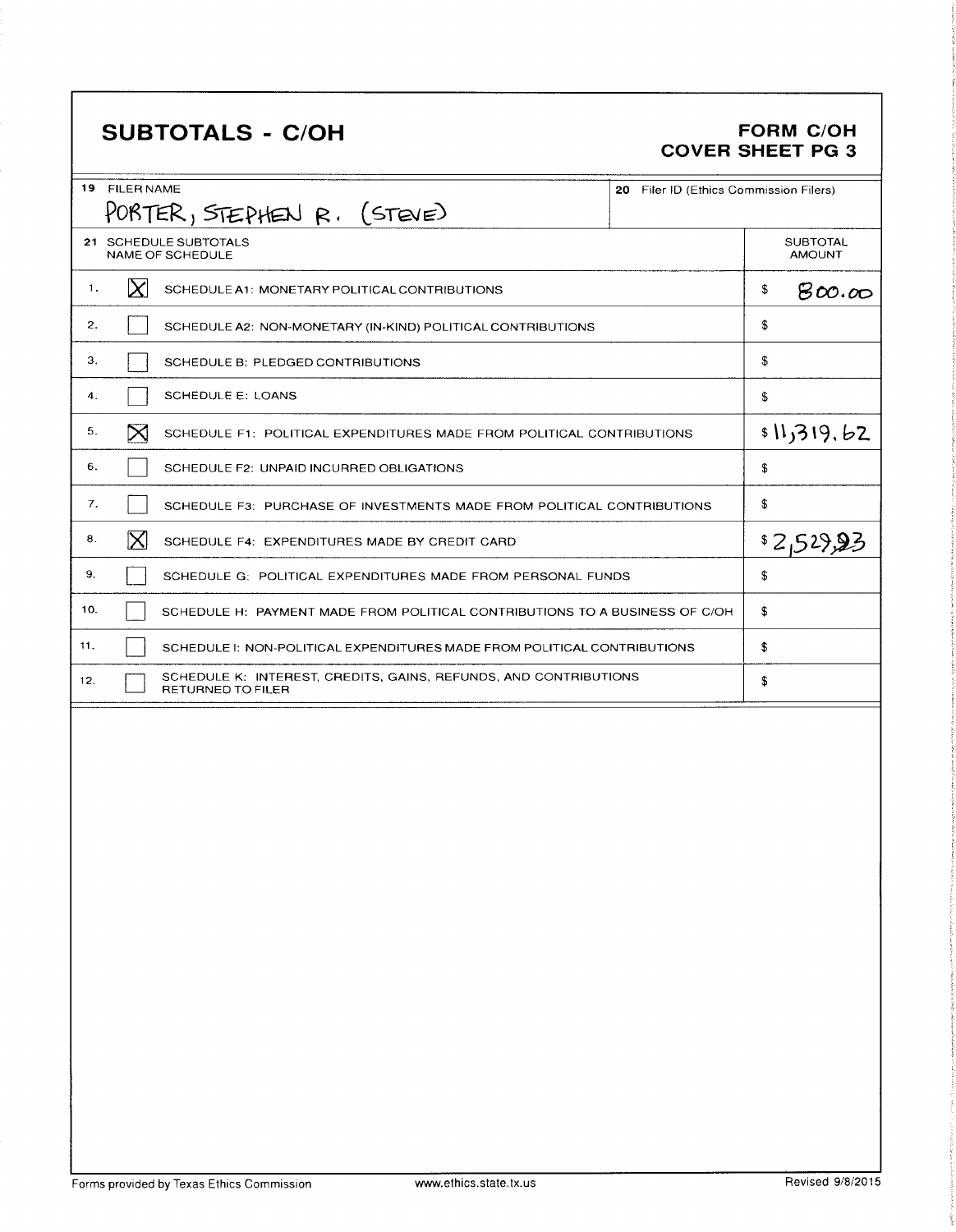# SUBTOTALS - C/OH

**FORM C/OH**
**COVER SHEET PG 3**

| 19 FILER NAME | 20 Filer ID (Ethics Commission Filers) |
|---|---|
| PORTER, STEPHEN R. (STEVE) | |

| 21 SCHEDULE SUBTOTALS NAME OF SCHEDULE | | SUBTOTAL AMOUNT |
|---|---|---|
| 1. | [X] SCHEDULE A1: MONETARY POLITICAL CONTRIBUTIONS | $ 800.00 |
| 2. | [ ] SCHEDULE A2: NON-MONETARY (IN-KIND) POLITICAL CONTRIBUTIONS | $ |
| 3. | [ ] SCHEDULE B: PLEDGED CONTRIBUTIONS | $ |
| 4. | [ ] SCHEDULE E: LOANS | $ |
| 5. | [X] SCHEDULE F1: POLITICAL EXPENDITURES MADE FROM POLITICAL CONTRIBUTIONS | $ 11,319.62 |
| 6. | [ ] SCHEDULE F2: UNPAID INCURRED OBLIGATIONS | $ |
| 7. | [ ] SCHEDULE F3: PURCHASE OF INVESTMENTS MADE FROM POLITICAL CONTRIBUTIONS | $ |
| 8. | [X] SCHEDULE F4: EXPENDITURES MADE BY CREDIT CARD | $ 2,529.93 |
| 9. | [ ] SCHEDULE G: POLITICAL EXPENDITURES MADE FROM PERSONAL FUNDS | $ |
| 10. | [ ] SCHEDULE H: PAYMENT MADE FROM POLITICAL CONTRIBUTIONS TO A BUSINESS OF C/OH | $ |
| 11. | [ ] SCHEDULE I: NON-POLITICAL EXPENDITURES MADE FROM POLITICAL CONTRIBUTIONS | $ |
| 12. | [ ] SCHEDULE K: INTEREST, CREDITS, GAINS, REFUNDS, AND CONTRIBUTIONS RETURNED TO FILER | $ |

Forms provided by Texas Ethics Commission www.ethics.state.tx.us Revised 9/8/2015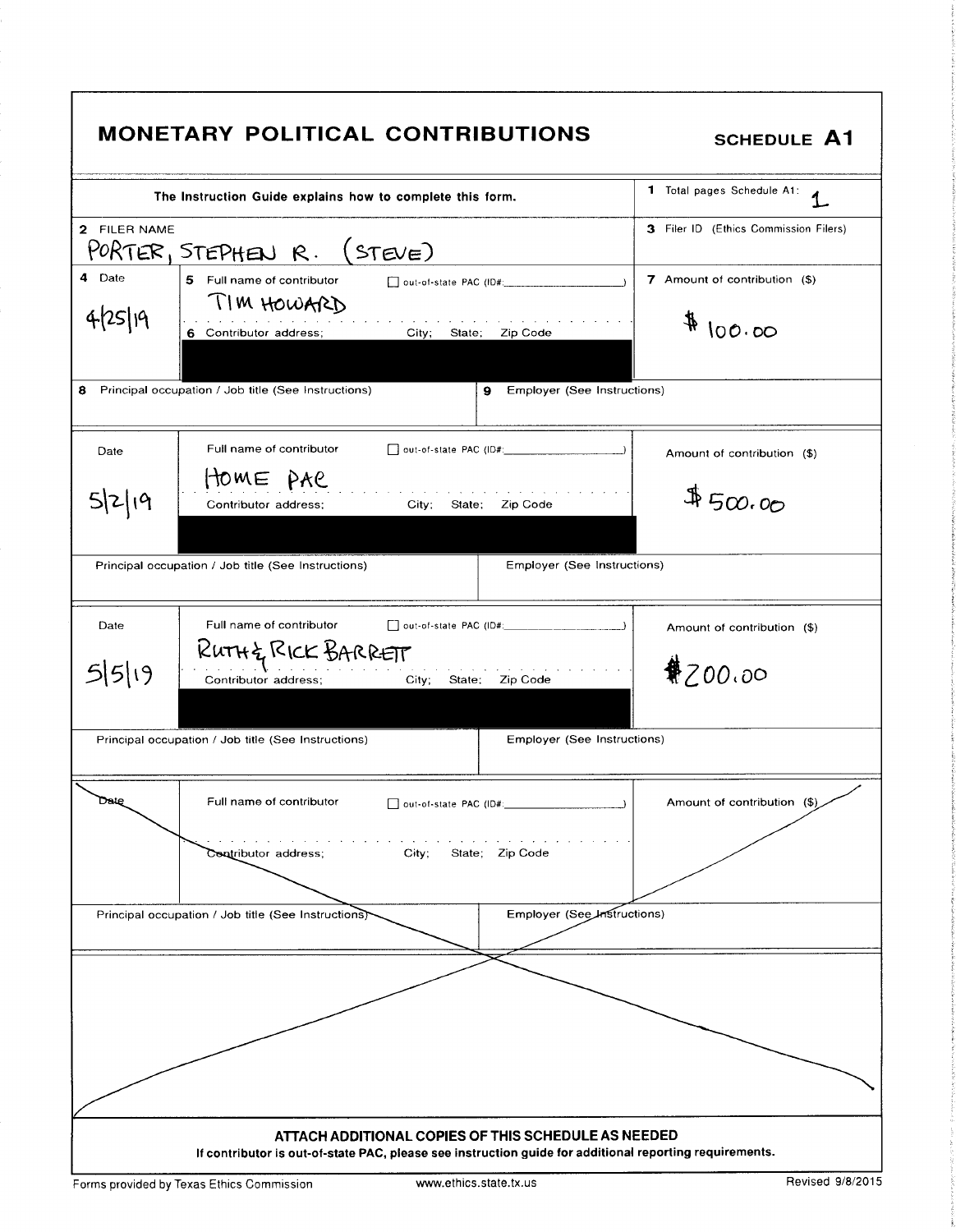# MONETARY POLITICAL CONTRIBUTIONS

**SCHEDULE A1**

The Instruction Guide explains how to complete this form.

1 Total pages Schedule A1: 1

2 FILER NAME: PORTER, STEPHEN R. (STEVE)

3 Filer ID (Ethics Commission Filers):

| 4 Date | 5 Full name of contributor / 6 Contributor address; City; State; Zip Code | 7 Amount of contribution ($) |
|---|---|---|
| 4/25/19 | TIM HOWARD ☐ out-of-state PAC (ID#: ) | $100.00 |
| 8 Principal occupation / Job title (See Instructions): | 9 Employer (See Instructions): | |
| 5/2/19 | HOME PAC ☐ out-of-state PAC (ID#: ) | $500.00 |
| Principal occupation / Job title (See Instructions): | Employer (See Instructions): | |
| 5/5/19 | RUTH & RICK BARRETT ☐ out-of-state PAC (ID#: ) | $200.00 |
| Principal occupation / Job title (See Instructions): | Employer (See Instructions): | |
| Date | Full name of contributor ☐ out-of-state PAC (ID#: ) Contributor address; City; State; Zip Code | Amount of contribution ($) |
| Principal occupation / Job title (See Instructions): | Employer (See Instructions): | |

**ATTACH ADDITIONAL COPIES OF THIS SCHEDULE AS NEEDED**

**If contributor is out-of-state PAC, please see instruction guide for additional reporting requirements.**

Forms provided by Texas Ethics Commission www.ethics.state.tx.us Revised 9/8/2015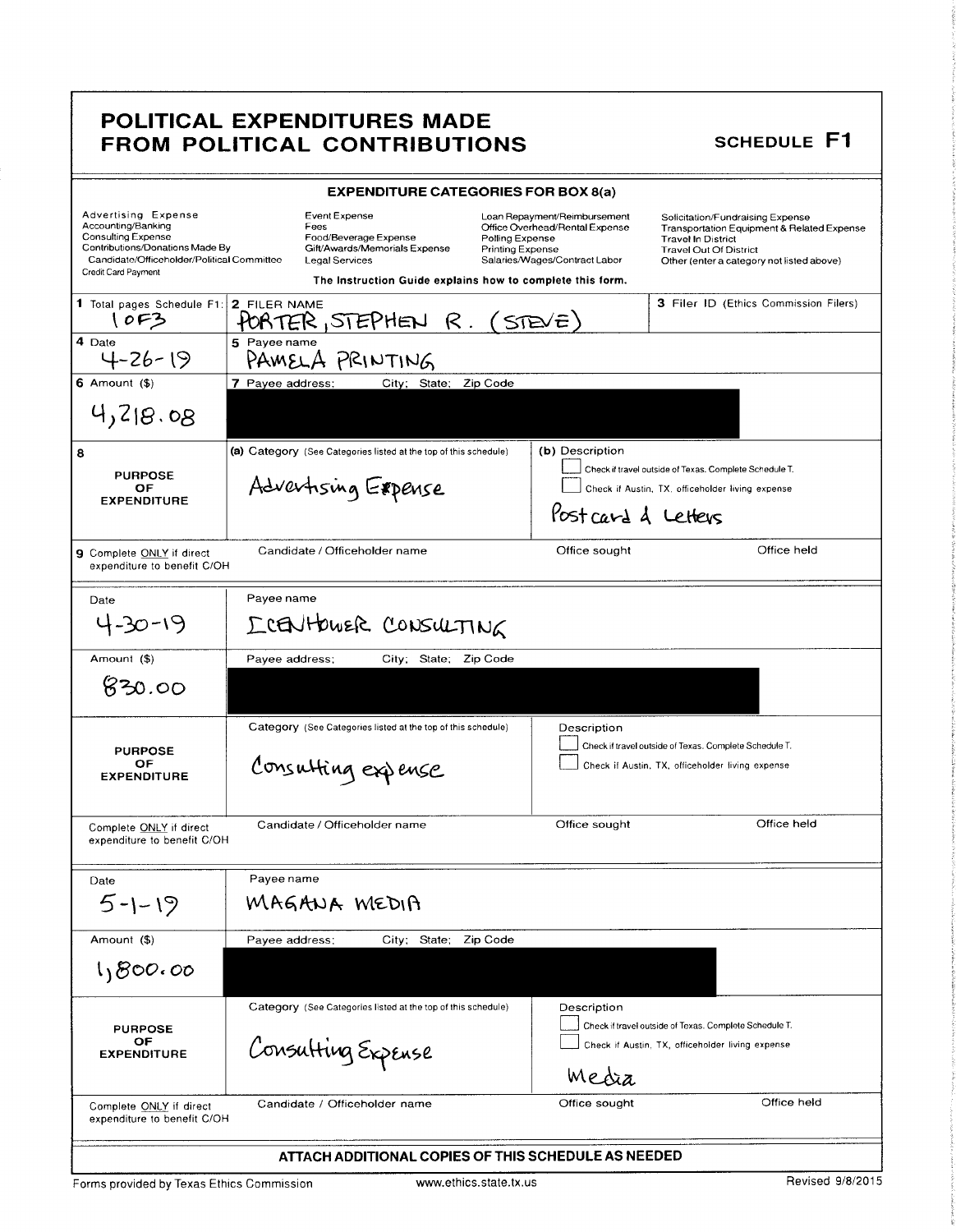# POLITICAL EXPENDITURES MADE FROM POLITICAL CONTRIBUTIONS

**SCHEDULE F1**

## EXPENDITURE CATEGORIES FOR BOX 8(a)

| | | | |
|---|---|---|---|
| Advertising Expense | Event Expense | Loan Repayment/Reimbursement | Solicitation/Fundraising Expense |
| Accounting/Banking | Fees | Office Overhead/Rental Expense | Transportation Equipment & Related Expense |
| Consulting Expense | Food/Beverage Expense | Polling Expense | Travel In District |
| Contributions/Donations Made By Candidate/Officeholder/Political Committee | Gift/Awards/Memorials Expense | Printing Expense | Travel Out Of District |
| Credit Card Payment | Legal Services | Salaries/Wages/Contract Labor | Other (enter a category not listed above) |

The Instruction Guide explains how to complete this form.

| | | |
|---|---|---|
| **1** Total pages Schedule F1: 1 OF 3 | **2** FILER NAME: PORTER, STEPHEN R. (STEVE) | **3** Filer ID (Ethics Commission Filers) |

---

| | |
|---|---|
| **4** Date: 4-26-19 | **5** Payee name: PAMELA PRINTING |
| **6** Amount ($): 4,218.08 | **7** Payee address; City; State; Zip Code: [REDACTED] |
| **8** PURPOSE OF EXPENDITURE | **(a)** Category (See Categories listed at the top of this schedule): Advertising Expense |
| | **(b)** Description: ☐ Check if travel outside of Texas. Complete Schedule T. ☐ Check if Austin, TX, officeholder living expense. Post card & Letters |
| **9** Complete ONLY if direct expenditure to benefit C/OH | Candidate / Officeholder name: — Office sought: — Office held: — |

---

| | |
|---|---|
| Date: 4-30-19 | Payee name: ICENHOWER CONSULTING |
| Amount ($): 830.00 | Payee address; City; State; Zip Code: [REDACTED] |
| PURPOSE OF EXPENDITURE | Category (See Categories listed at the top of this schedule): Consulting expense |
| | Description: ☐ Check if travel outside of Texas. Complete Schedule T. ☐ Check if Austin, TX, officeholder living expense |
| Complete ONLY if direct expenditure to benefit C/OH | Candidate / Officeholder name: — Office sought: — Office held: — |

---

| | |
|---|---|
| Date: 5-1-19 | Payee name: MAGANA MEDIA |
| Amount ($): 1,800.00 | Payee address; City; State; Zip Code: [REDACTED] |
| PURPOSE OF EXPENDITURE | Category (See Categories listed at the top of this schedule): Consulting Expense |
| | Description: ☐ Check if travel outside of Texas. Complete Schedule T. ☐ Check if Austin, TX, officeholder living expense. Media |
| Complete ONLY if direct expenditure to benefit C/OH | Candidate / Officeholder name: — Office sought: — Office held: — |

**ATTACH ADDITIONAL COPIES OF THIS SCHEDULE AS NEEDED**

Forms provided by Texas Ethics Commission www.ethics.state.tx.us Revised 9/8/2015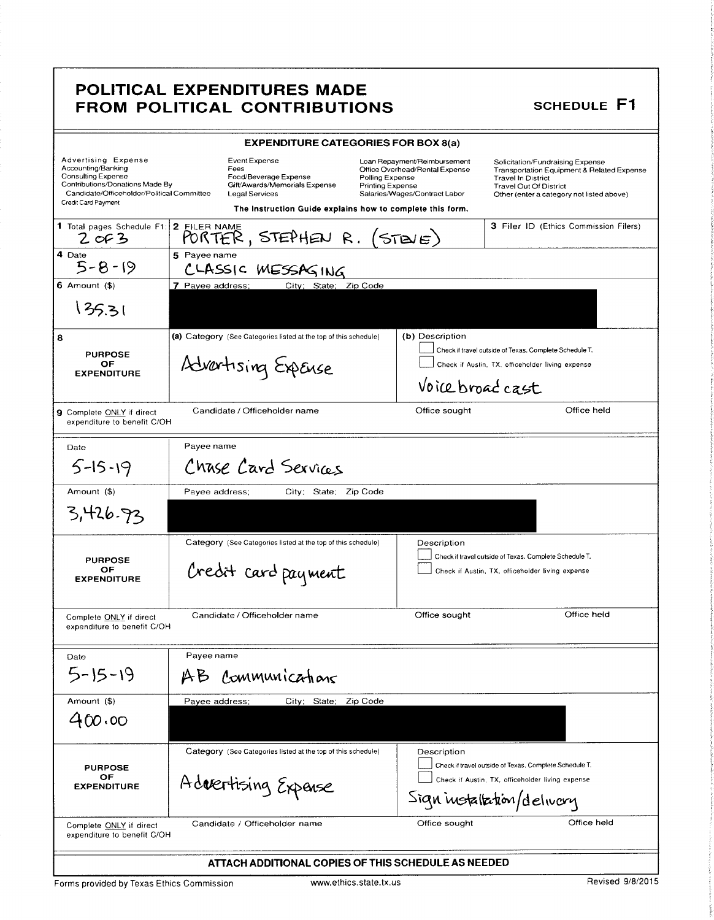# POLITICAL EXPENDITURES MADE FROM POLITICAL CONTRIBUTIONS

**SCHEDULE F1**

## EXPENDITURE CATEGORIES FOR BOX 8(a)

| | | | |
|---|---|---|---|
| Advertising Expense | Event Expense | Loan Repayment/Reimbursement | Solicitation/Fundraising Expense |
| Accounting/Banking | Fees | Office Overhead/Rental Expense | Transportation Equipment & Related Expense |
| Consulting Expense | Food/Beverage Expense | Polling Expense | Travel In District |
| Contributions/Donations Made By Candidate/Officeholder/Political Committee | Gift/Awards/Memorials Expense | Printing Expense | Travel Out Of District |
| Credit Card Payment | Legal Services | Salaries/Wages/Contract Labor | Other (enter a category not listed above) |

The Instruction Guide explains how to complete this form.

**1** Total pages Schedule F1: 2 of 3

**2** FILER NAME: PORTER, STEPHEN R. (STEVE)

**3** Filer ID (Ethics Commission Filers):

---

**4** Date: 5-8-19

**5** Payee name: CLASSIC MESSAGING

**6** Amount ($): 135.31

**7** Payee address; City; State; Zip Code: [REDACTED]

**8** PURPOSE OF EXPENDITURE

- (a) Category (See Categories listed at the top of this schedule): Advertising Expense
- (b) Description: Voice broadcast
  - ☐ Check if travel outside of Texas. Complete Schedule T.
  - ☐ Check if Austin, TX, officeholder living expense

**9** Complete ONLY if direct expenditure to benefit C/OH

| Candidate / Officeholder name | Office sought | Office held |
|---|---|---|
| | | |

---

Date: 5-15-19

Payee name: Chase Card Services

Amount ($): 3,426.93

Payee address; City; State; Zip Code: [REDACTED]

PURPOSE OF EXPENDITURE

- Category (See Categories listed at the top of this schedule): Credit card payment
- Description:
  - ☐ Check if travel outside of Texas. Complete Schedule T.
  - ☐ Check if Austin, TX, officeholder living expense

Complete ONLY if direct expenditure to benefit C/OH

| Candidate / Officeholder name | Office sought | Office held |
|---|---|---|
| | | |

---

Date: 5-15-19

Payee name: AB Communications

Amount ($): 400.00

Payee address; City; State; Zip Code: [REDACTED]

PURPOSE OF EXPENDITURE

- Category (See Categories listed at the top of this schedule): Advertising Expense
- Description: Sign installation/delivery
  - ☐ Check if travel outside of Texas. Complete Schedule T.
  - ☐ Check if Austin, TX, officeholder living expense

Complete ONLY if direct expenditure to benefit C/OH

| Candidate / Officeholder name | Office sought | Office held |
|---|---|---|
| | | |

**ATTACH ADDITIONAL COPIES OF THIS SCHEDULE AS NEEDED**

Forms provided by Texas Ethics Commission | www.ethics.state.tx.us | Revised 9/8/2015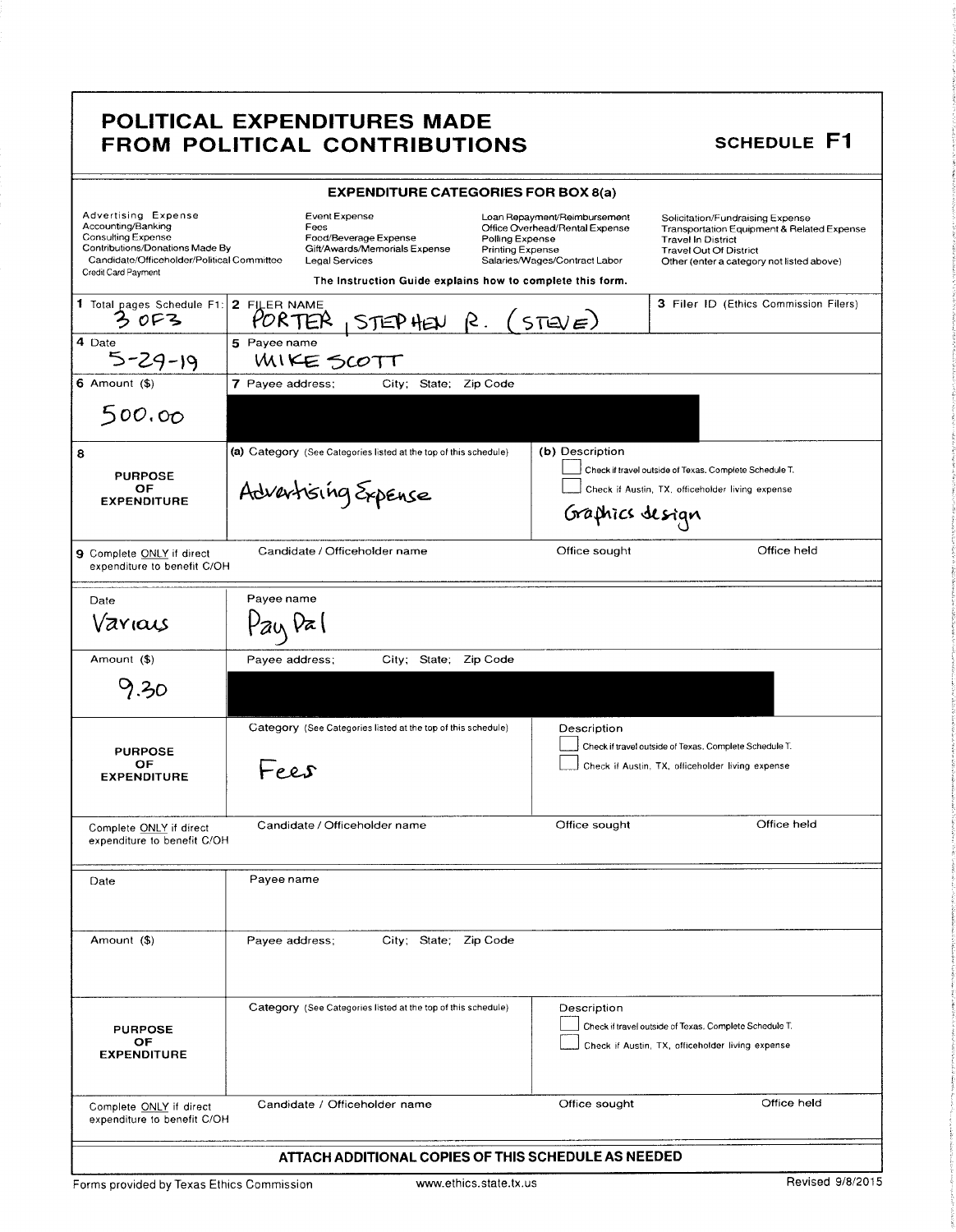# POLITICAL EXPENDITURES MADE FROM POLITICAL CONTRIBUTIONS

**SCHEDULE F1**

## EXPENDITURE CATEGORIES FOR BOX 8(a)

| | | | |
|---|---|---|---|
| Advertising Expense | Event Expense | Loan Repayment/Reimbursement | Solicitation/Fundraising Expense |
| Accounting/Banking | Fees | Office Overhead/Rental Expense | Transportation Equipment & Related Expense |
| Consulting Expense | Food/Beverage Expense | Polling Expense | Travel In District |
| Contributions/Donations Made By Candidate/Officeholder/Political Committee | Gift/Awards/Memorials Expense | Printing Expense | Travel Out Of District |
| Credit Card Payment | Legal Services | Salaries/Wages/Contract Labor | Other (enter a category not listed above) |

The Instruction Guide explains how to complete this form.

| | | |
|---|---|---|
| **1** Total pages Schedule F1: 3 OF 3 | **2** FILER NAME: PORTER, STEPHEN R. (STEVE) | **3** Filer ID (Ethics Commission Filers) |
| **4** Date: 5-29-19 | **5** Payee name: MIKE SCOTT | |
| **6** Amount ($): 500.00 | **7** Payee address; City; State; Zip Code: [REDACTED] | |
| **8** PURPOSE OF EXPENDITURE | **(a)** Category (See Categories listed at the top of this schedule): Advertising Expense | **(b)** Description: Graphics design ☐ Check if travel outside of Texas. Complete Schedule T. ☐ Check if Austin, TX, officeholder living expense |
| **9** Complete ONLY if direct expenditure to benefit C/OH | Candidate / Officeholder name | Office sought / Office held |

| | | |
|---|---|---|
| Date: Various | Payee name: Pay Pal | |
| Amount ($): 9.30 | Payee address; City; State; Zip Code: [REDACTED] | |
| PURPOSE OF EXPENDITURE | Category (See Categories listed at the top of this schedule): Fees | Description: ☐ Check if travel outside of Texas. Complete Schedule T. ☐ Check if Austin, TX, officeholder living expense |
| Complete ONLY if direct expenditure to benefit C/OH | Candidate / Officeholder name | Office sought / Office held |

| | | |
|---|---|---|
| Date | Payee name | |
| Amount ($) | Payee address; City; State; Zip Code | |
| PURPOSE OF EXPENDITURE | Category (See Categories listed at the top of this schedule) | Description: ☐ Check if travel outside of Texas. Complete Schedule T. ☐ Check if Austin, TX, officeholder living expense |
| Complete ONLY if direct expenditure to benefit C/OH | Candidate / Officeholder name | Office sought / Office held |

**ATTACH ADDITIONAL COPIES OF THIS SCHEDULE AS NEEDED**

Forms provided by Texas Ethics Commission www.ethics.state.tx.us Revised 9/8/2015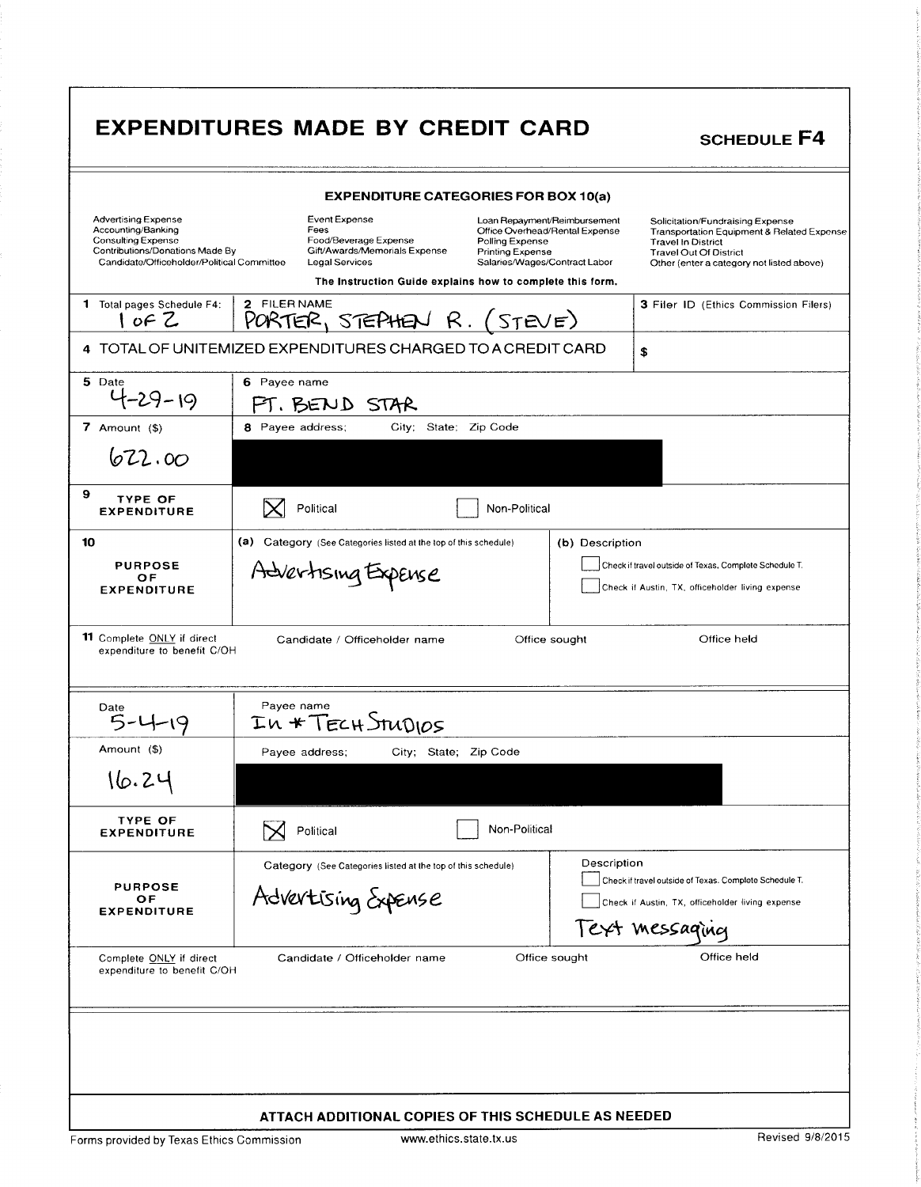# EXPENDITURES MADE BY CREDIT CARD

**SCHEDULE F4**

**EXPENDITURE CATEGORIES FOR BOX 10(a)**

| | | | |
|---|---|---|---|
| Advertising Expense | Event Expense | Loan Repayment/Reimbursement | Solicitation/Fundraising Expense |
| Accounting/Banking | Fees | Office Overhead/Rental Expense | Transportation Equipment & Related Expense |
| Consulting Expense | Food/Beverage Expense | Polling Expense | Travel In District |
| Contributions/Donations Made By Candidate/Officeholder/Political Committee | Gift/Awards/Memorials Expense | Printing Expense | Travel Out Of District |
| | Legal Services | Salaries/Wages/Contract Labor | Other (enter a category not listed above) |

**The Instruction Guide explains how to complete this form.**

| | | |
|---|---|---|
| **1** Total pages Schedule F4: 1 of 2 | **2** FILER NAME: PORTER, STEPHEN R. (STEVE) | **3** Filer ID (Ethics Commission Filers) |
| **4** TOTAL OF UNITEMIZED EXPENDITURES CHARGED TO A CREDIT CARD | | $ |

| | |
|---|---|
| **5** Date: 4-29-19 | **6** Payee name: FT. BEND STAR |
| **7** Amount ($): 622.00 | **8** Payee address; City; State; Zip Code: |
| **9** TYPE OF EXPENDITURE | [X] Political [ ] Non-Political |
| **10** PURPOSE OF EXPENDITURE | **(a)** Category (See Categories listed at the top of this schedule): Advertising Expense |
| | **(b)** Description: [ ] Check if travel outside of Texas. Complete Schedule T. [ ] Check if Austin, TX, officeholder living expense |
| **11** Complete ONLY if direct expenditure to benefit C/OH | Candidate / Officeholder name / Office sought / Office held |

| | |
|---|---|
| Date: 5-4-19 | Payee name: IN * TECH STUDIOS |
| Amount ($): 16.24 | Payee address; City; State; Zip Code: |
| TYPE OF EXPENDITURE | [X] Political [ ] Non-Political |
| PURPOSE OF EXPENDITURE | Category (See Categories listed at the top of this schedule): Advertising Expense |
| | Description: [ ] Check if travel outside of Texas. Complete Schedule T. [ ] Check if Austin, TX, officeholder living expense. Text messaging |
| Complete ONLY if direct expenditure to benefit C/OH | Candidate / Officeholder name / Office sought / Office held |

**ATTACH ADDITIONAL COPIES OF THIS SCHEDULE AS NEEDED**

Forms provided by Texas Ethics Commission www.ethics.state.tx.us Revised 9/8/2015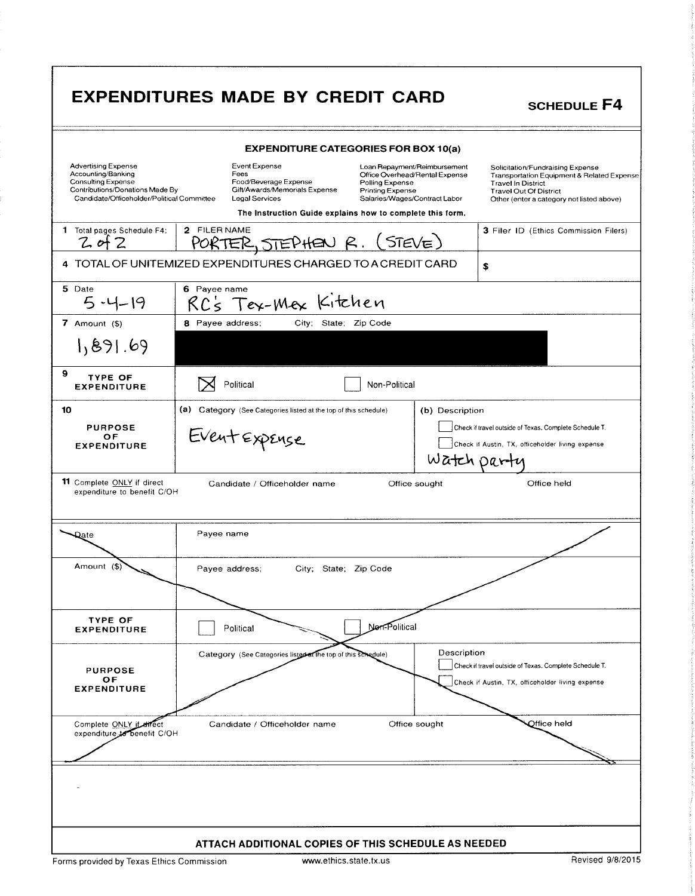# EXPENDITURES MADE BY CREDIT CARD

**SCHEDULE F4**

### EXPENDITURE CATEGORIES FOR BOX 10(a)

| | | | |
|---|---|---|---|
| Advertising Expense | Event Expense | Loan Repayment/Reimbursement | Solicitation/Fundraising Expense |
| Accounting/Banking | Fees | Office Overhead/Rental Expense | Transportation Equipment & Related Expense |
| Consulting Expense | Food/Beverage Expense | Polling Expense | Travel In District |
| Contributions/Donations Made By Candidate/Officeholder/Political Committee | Gift/Awards/Memorials Expense | Printing Expense | Travel Out Of District |
| | Legal Services | Salaries/Wages/Contract Labor | Other (enter a category not listed above) |

**The Instruction Guide explains how to complete this form.**

| | | |
|---|---|---|
| **1** Total pages Schedule F4: 2 of 2 | **2** FILER NAME PORTER, STEPHEN R. (STEVE) | **3** Filer ID (Ethics Commission Filers) |
| **4** TOTAL OF UNITEMIZED EXPENDITURES CHARGED TO A CREDIT CARD | | $ |
| **5** Date 5-4-19 | **6** Payee name RC's Tex-Mex Kitchen | |
| **7** Amount ($) 1,891.69 | **8** Payee address; City; State; Zip Code [REDACTED] | |
| **9** TYPE OF EXPENDITURE | [X] Political [ ] Non-Political | |
| **10** PURPOSE OF EXPENDITURE | **(a)** Category (See Categories listed at the top of this schedule) Event Expense | **(b)** Description [ ] Check if travel outside of Texas. Complete Schedule T. [ ] Check if Austin, TX, officeholder living expense — Watch party |
| **11** Complete ONLY if direct expenditure to benefit C/OH | Candidate / Officeholder name — Office sought | Office held |

| | | |
|---|---|---|
| Date | Payee name | |
| Amount ($) | Payee address; City; State; Zip Code | |
| TYPE OF EXPENDITURE | [ ] Political [ ] Non-Political | |
| PURPOSE OF EXPENDITURE | Category (See Categories listed at the top of this schedule) | Description [ ] Check if travel outside of Texas. Complete Schedule T. [ ] Check if Austin, TX, officeholder living expense |
| Complete ONLY if direct expenditure to benefit C/OH | Candidate / Officeholder name — Office sought | Office held |

(Second entry crossed out)

**ATTACH ADDITIONAL COPIES OF THIS SCHEDULE AS NEEDED**

Forms provided by Texas Ethics Commission www.ethics.state.tx.us Revised 9/8/2015